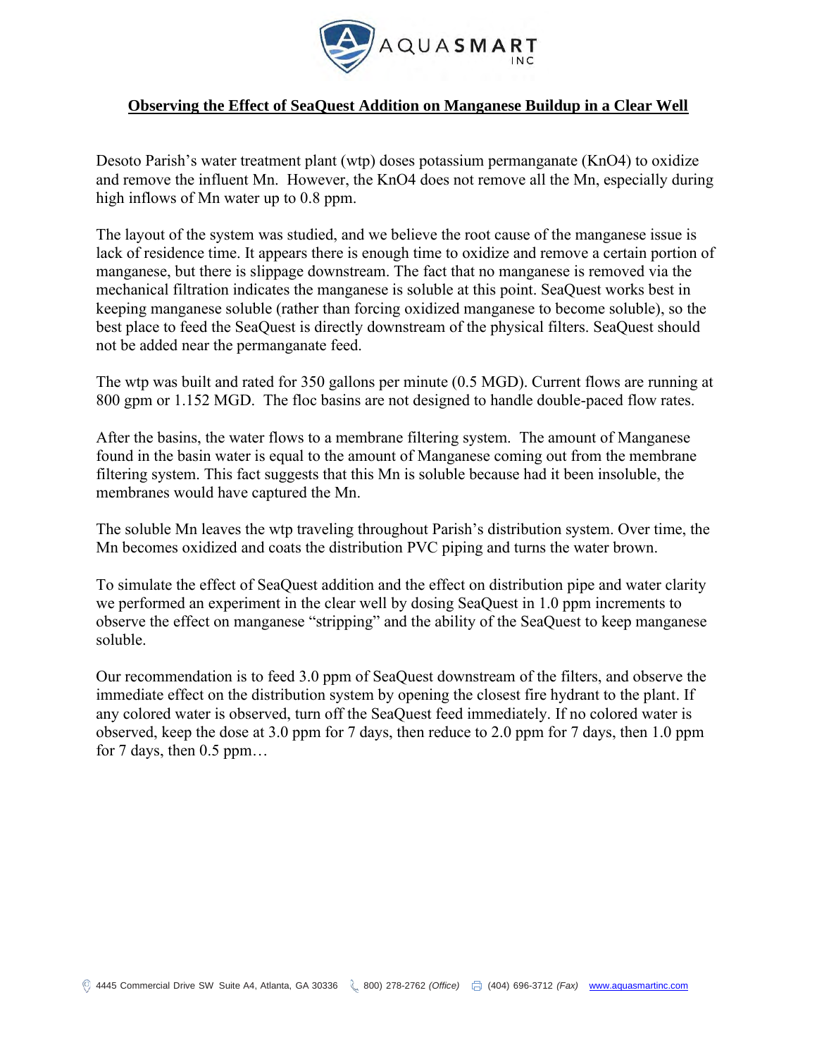## Observing the Effect of SeaQuest Addition on Manganese Buildup in a Clear Well

Desoto Parish's water treatment plant (wtp) doses potassium permanganate (KnO4) to oxidize and remove the influent Mn. However, the KnO4 does not remove all the Mn, especially during high inflows of Mn water up to 0.8 ppm.

The layout of the system was studied, and we believe the root cause of the manganese issue is lack of residence time. It appears there is enough time to oxidize and remove a certain portion of manganese, but there is slippage downstream. The fact that no manganese is removed via the mechanical filtration indicates the manganese is soluble at this point. SeaQuest works best in keeping manganese soluble (rather than forcing oxidized manganese to become soluble), so the best place to feed the SeaQuest is directly downstream of the physical filters. SeaQuest should not be added near the permanganate feed.

The wtp was built and rated for 350 gallons per minute (0.5 MGD). Current flows are running at 800 gpm or 1.152 MGD. The floc basins are not designed to handle double-paced flow rates.

After the basins, the water flows to a membrane filtering system. The amount of Manganese found in the basin water is equal to the amount of Manganese coming out from the membrane filtering system. This fact suggests that this Mn is soluble because had it been insoluble, the membranes would have captured the Mn.

The soluble Mn leaves the wtp traveling throughout Parish's distribution system. Over time, the Mn becomes oxidized and coats the distribution PVC piping and turns the water brown.

To simulate the effect of SeaQuest addition and the effect on distribution pipe and water clarity we performed an experiment in the clear well by dosing SeaQuest in 1.0 ppm increments to observe the effect on manganese "stripping" and the ability of the SeaQuest to keep manganese soluble.

Our recommendation is to feed 3.0 ppm of SeaQuest downstream of the filters, and observe the immediate effect on the distribution system by opening the closest fire hydrant to the plant. If any colored water is observed, turn off the SeaQuest feed immediately. If no colored water is observed, keep the dose at 3.0 ppm for 7 days, then reduce to 2.0 ppm for 7 days, then 1.0 ppm for 7 days, then 0.5 ppm…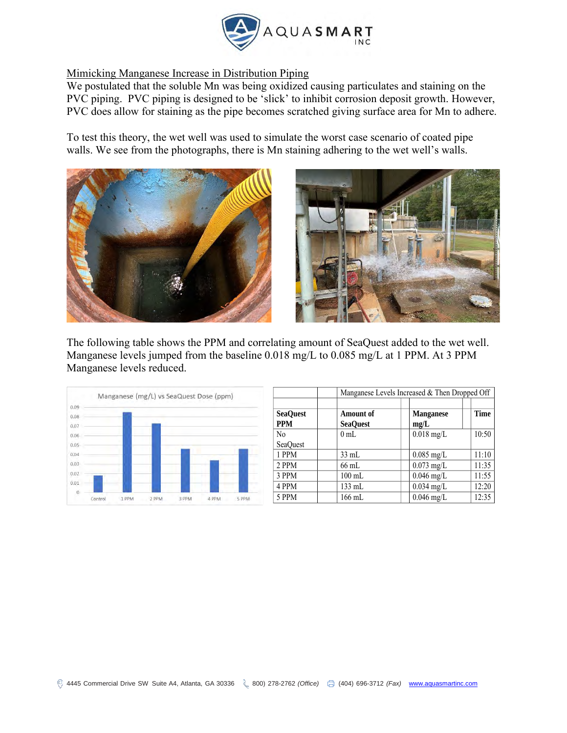Mimicking Manganese Increase in Distribution Piping

We postulated that the soluble Mn was being oxidized causing particulates and staining on the PVC piping. PVC piping is designed to be 'slick' to inhibit corrosion deposit growth. However, PVC does allow for staining as the pipe becomes scratched giving surface area for Mn to adhere.

To test this theory, the wet well was used to simulate the worst case scenario of coated pipe walls. We see from the photographs, there is Mn staining adhering to the wet well's walls.

The following table shows the PPM and correlating amount of SeaQuest added to the wet well. Manganese levels jumped from the baseline 0.018 mg/L to 0.085 mg/L at 1 PPM. At 3 PPM Manganese levels reduced.

Manganese (mg/L) vs SeaQuest Dose (ppm)

| Manganese Levels Increased & Then Dropped Off | | | |
|---|---|---|---|
| **SeaQuest PPM** | **Amount of SeaQuest** | **Manganese mg/L** | **Time** |
| No SeaQuest | 0 mL | 0.018 mg/L | 10:50 |
| 1 PPM | 33 mL | 0.085 mg/L | 11:10 |
| 2 PPM | 66 mL | 0.073 mg/L | 11:35 |
| 3 PPM | 100 mL | 0.046 mg/L | 11:55 |
| 4 PPM | 133 mL | 0.034 mg/L | 12:20 |
| 5 PPM | 166 mL | 0.046 mg/L | 12:35 |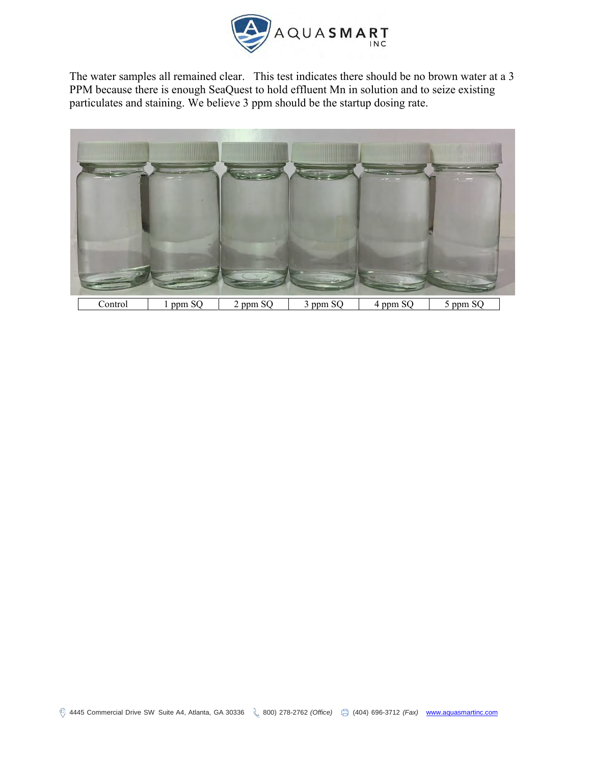The water samples all remained clear. This test indicates there should be no brown water at a 3 PPM because there is enough SeaQuest to hold effluent Mn in solution and to seize existing particulates and staining. We believe 3 ppm should be the startup dosing rate.

| Control | 1 ppm SQ | 2 ppm SQ | 3 ppm SQ | 4 ppm SQ | 5 ppm SQ |
|---|---|---|---|---|---|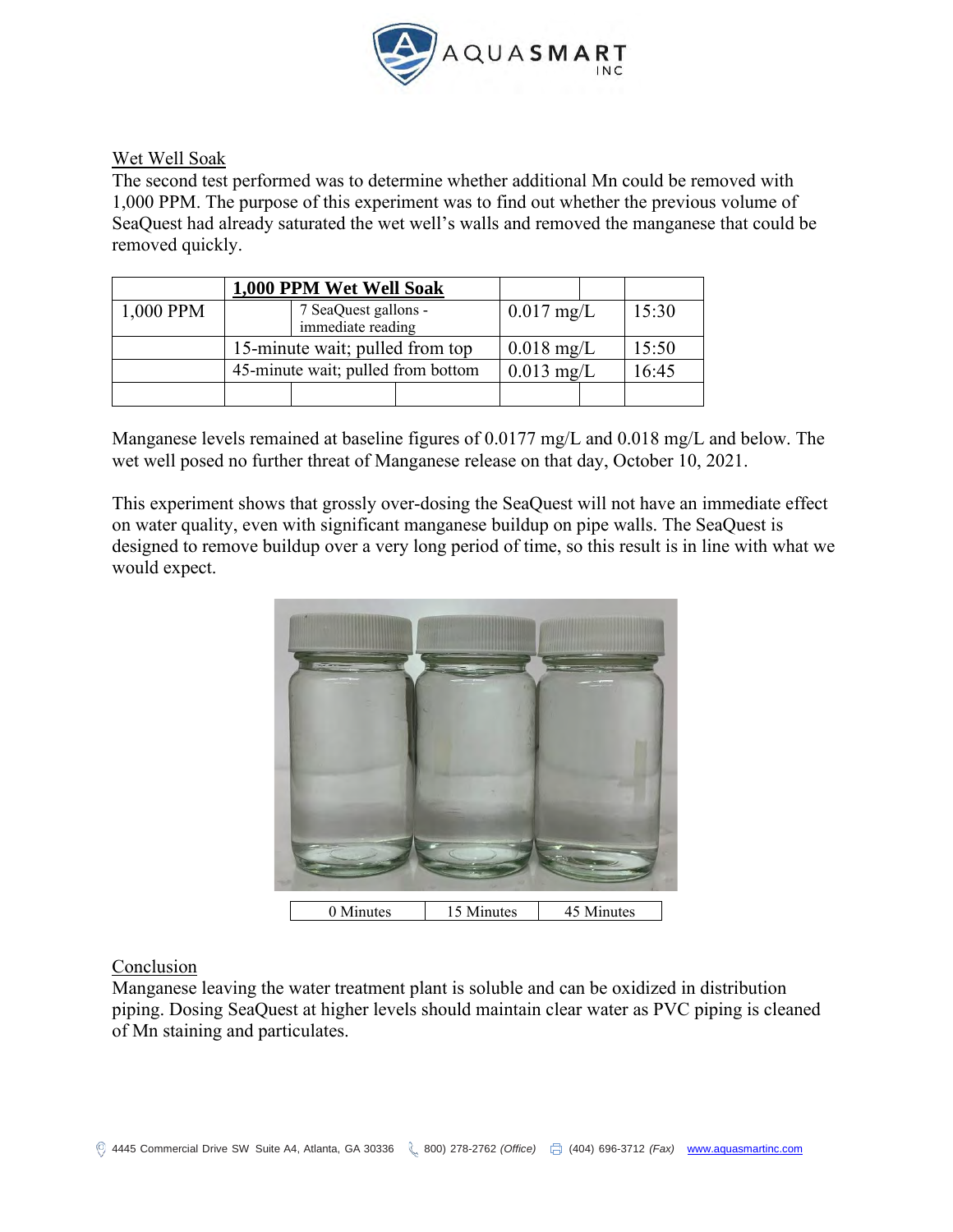Wet Well Soak

The second test performed was to determine whether additional Mn could be removed with 1,000 PPM. The purpose of this experiment was to find out whether the previous volume of SeaQuest had already saturated the wet well's walls and removed the manganese that could be removed quickly.

| | **1,000 PPM Wet Well Soak** | | | | |
|---|---|---|---|---|---|
| 1,000 PPM | | 7 SeaQuest gallons - immediate reading | 0.017 mg/L | | 15:30 |
| | 15-minute wait; pulled from top | | 0.018 mg/L | | 15:50 |
| | 45-minute wait; pulled from bottom | | 0.013 mg/L | | 16:45 |
| | | | | | |

Manganese levels remained at baseline figures of 0.0177 mg/L and 0.018 mg/L and below. The wet well posed no further threat of Manganese release on that day, October 10, 2021.

This experiment shows that grossly over-dosing the SeaQuest will not have an immediate effect on water quality, even with significant manganese buildup on pipe walls. The SeaQuest is designed to remove buildup over a very long period of time, so this result is in line with what we would expect.

| 0 Minutes | 15 Minutes | 45 Minutes |
|---|---|---|

Conclusion

Manganese leaving the water treatment plant is soluble and can be oxidized in distribution piping. Dosing SeaQuest at higher levels should maintain clear water as PVC piping is cleaned of Mn staining and particulates.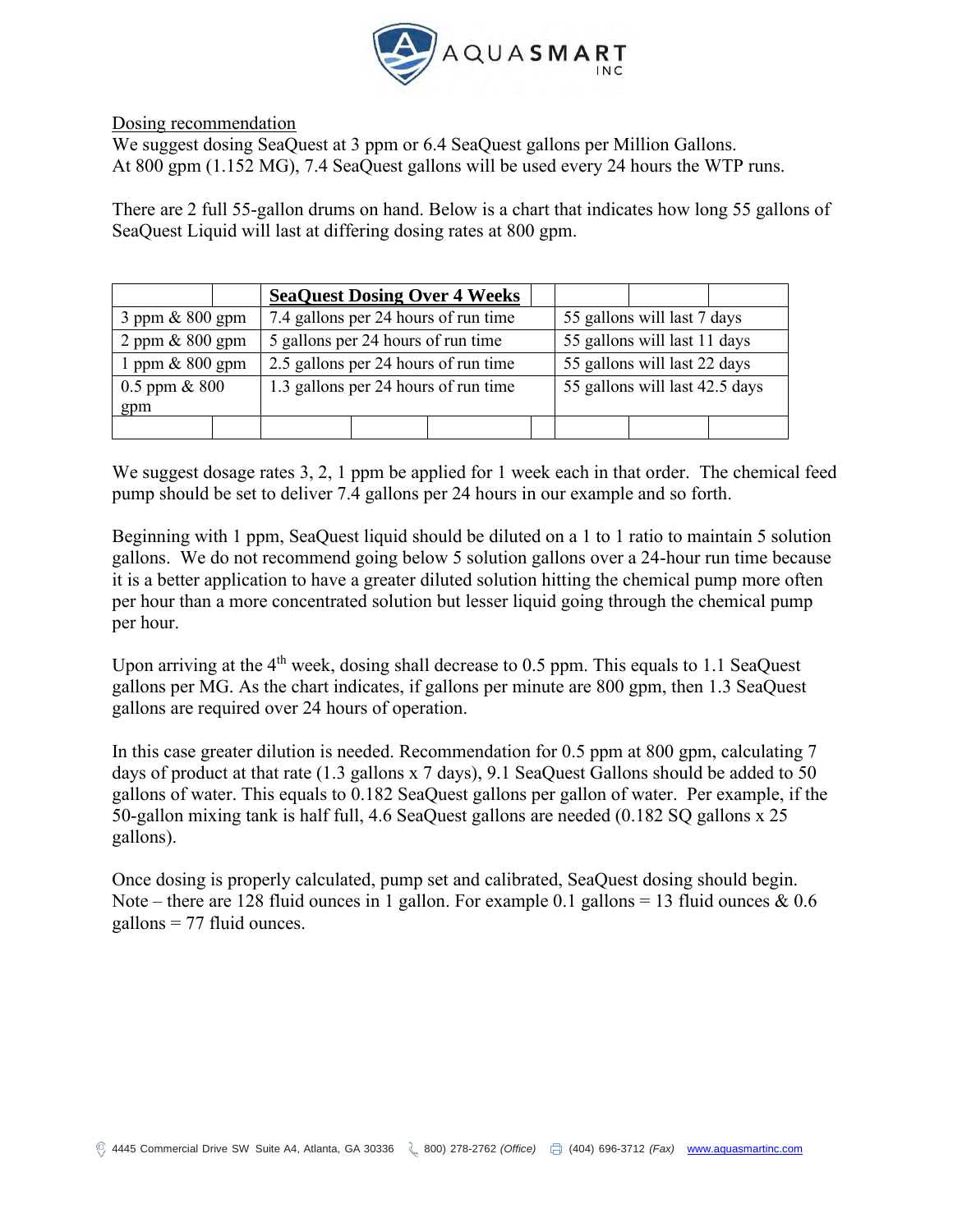Dosing recommendation

We suggest dosing SeaQuest at 3 ppm or 6.4 SeaQuest gallons per Million Gallons.
At 800 gpm (1.152 MG), 7.4 SeaQuest gallons will be used every 24 hours the WTP runs.

There are 2 full 55-gallon drums on hand. Below is a chart that indicates how long 55 gallons of SeaQuest Liquid will last at differing dosing rates at 800 gpm.

| | **SeaQuest Dosing Over 4 Weeks** | |
|---|---|---|
| 3 ppm & 800 gpm | 7.4 gallons per 24 hours of run time | 55 gallons will last 7 days |
| 2 ppm & 800 gpm | 5 gallons per 24 hours of run time | 55 gallons will last 11 days |
| 1 ppm & 800 gpm | 2.5 gallons per 24 hours of run time | 55 gallons will last 22 days |
| 0.5 ppm & 800 gpm | 1.3 gallons per 24 hours of run time | 55 gallons will last 42.5 days |
| | | |

We suggest dosage rates 3, 2, 1 ppm be applied for 1 week each in that order. The chemical feed pump should be set to deliver 7.4 gallons per 24 hours in our example and so forth.

Beginning with 1 ppm, SeaQuest liquid should be diluted on a 1 to 1 ratio to maintain 5 solution gallons. We do not recommend going below 5 solution gallons over a 24-hour run time because it is a better application to have a greater diluted solution hitting the chemical pump more often per hour than a more concentrated solution but lesser liquid going through the chemical pump per hour.

Upon arriving at the 4th week, dosing shall decrease to 0.5 ppm. This equals to 1.1 SeaQuest gallons per MG. As the chart indicates, if gallons per minute are 800 gpm, then 1.3 SeaQuest gallons are required over 24 hours of operation.

In this case greater dilution is needed. Recommendation for 0.5 ppm at 800 gpm, calculating 7 days of product at that rate (1.3 gallons x 7 days), 9.1 SeaQuest Gallons should be added to 50 gallons of water. This equals to 0.182 SeaQuest gallons per gallon of water. Per example, if the 50-gallon mixing tank is half full, 4.6 SeaQuest gallons are needed (0.182 SQ gallons x 25 gallons).

Once dosing is properly calculated, pump set and calibrated, SeaQuest dosing should begin. Note – there are 128 fluid ounces in 1 gallon. For example 0.1 gallons = 13 fluid ounces & 0.6 gallons = 77 fluid ounces.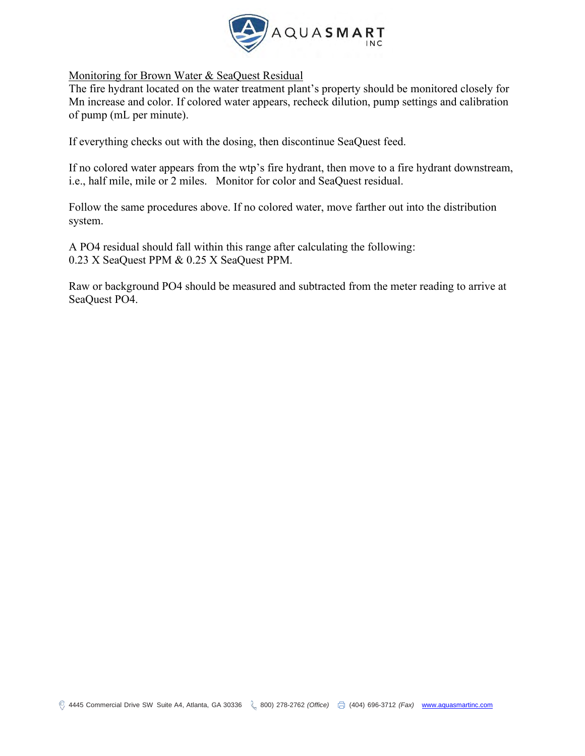Monitoring for Brown Water & SeaQuest Residual

The fire hydrant located on the water treatment plant's property should be monitored closely for Mn increase and color. If colored water appears, recheck dilution, pump settings and calibration of pump (mL per minute).

If everything checks out with the dosing, then discontinue SeaQuest feed.

If no colored water appears from the wtp's fire hydrant, then move to a fire hydrant downstream, i.e., half mile, mile or 2 miles. Monitor for color and SeaQuest residual.

Follow the same procedures above. If no colored water, move farther out into the distribution system.

A $PO_4$ residual should fall within this range after calculating the following:
0.23 X SeaQuest PPM & 0.25 X SeaQuest PPM.

Raw or background $PO_4$ should be measured and subtracted from the meter reading to arrive at SeaQuest $PO_4$.